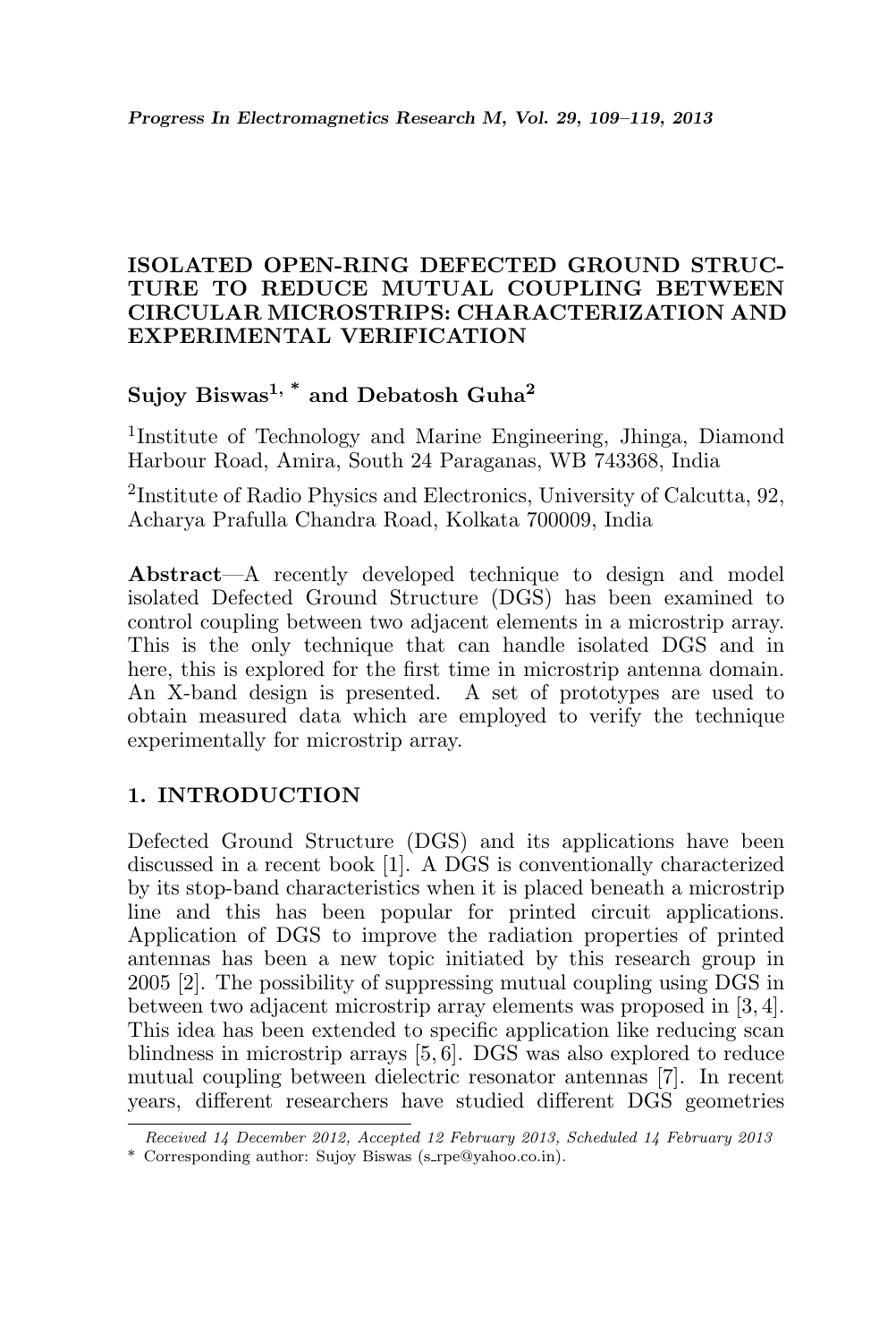# ISOLATED OPEN-RING DEFECTED GROUND STRUCTURE TO REDUCE MUTUAL COUPLING BETWEEN CIRCULAR MICROSTRIPS: CHARACTERIZATION AND EXPERIMENTAL VERIFICATION

**Sujoy Biswas[1, *] and Debatosh Guha[2]**

[1]Institute of Technology and Marine Engineering, Jhinga, Diamond Harbour Road, Amira, South 24 Paraganas, WB 743368, India

[2]Institute of Radio Physics and Electronics, University of Calcutta, 92, Acharya Prafulla Chandra Road, Kolkata 700009, India

**Abstract**—A recently developed technique to design and model isolated Defected Ground Structure (DGS) has been examined to control coupling between two adjacent elements in a microstrip array. This is the only technique that can handle isolated DGS and in here, this is explored for the first time in microstrip antenna domain. An X-band design is presented. A set of prototypes are used to obtain measured data which are employed to verify the technique experimentally for microstrip array.

## 1. INTRODUCTION

Defected Ground Structure (DGS) and its applications have been discussed in a recent book [1]. A DGS is conventionally characterized by its stop-band characteristics when it is placed beneath a microstrip line and this has been popular for printed circuit applications. Application of DGS to improve the radiation properties of printed antennas has been a new topic initiated by this research group in 2005 [2]. The possibility of suppressing mutual coupling using DGS in between two adjacent microstrip array elements was proposed in [3, 4]. This idea has been extended to specific application like reducing scan blindness in microstrip arrays [5, 6]. DGS was also explored to reduce mutual coupling between dielectric resonator antennas [7]. In recent years, different researchers have studied different DGS geometries

*Received 14 December 2012, Accepted 12 February 2013, Scheduled 14 February 2013*

\* Corresponding author: Sujoy Biswas (s_rpe@yahoo.co.in).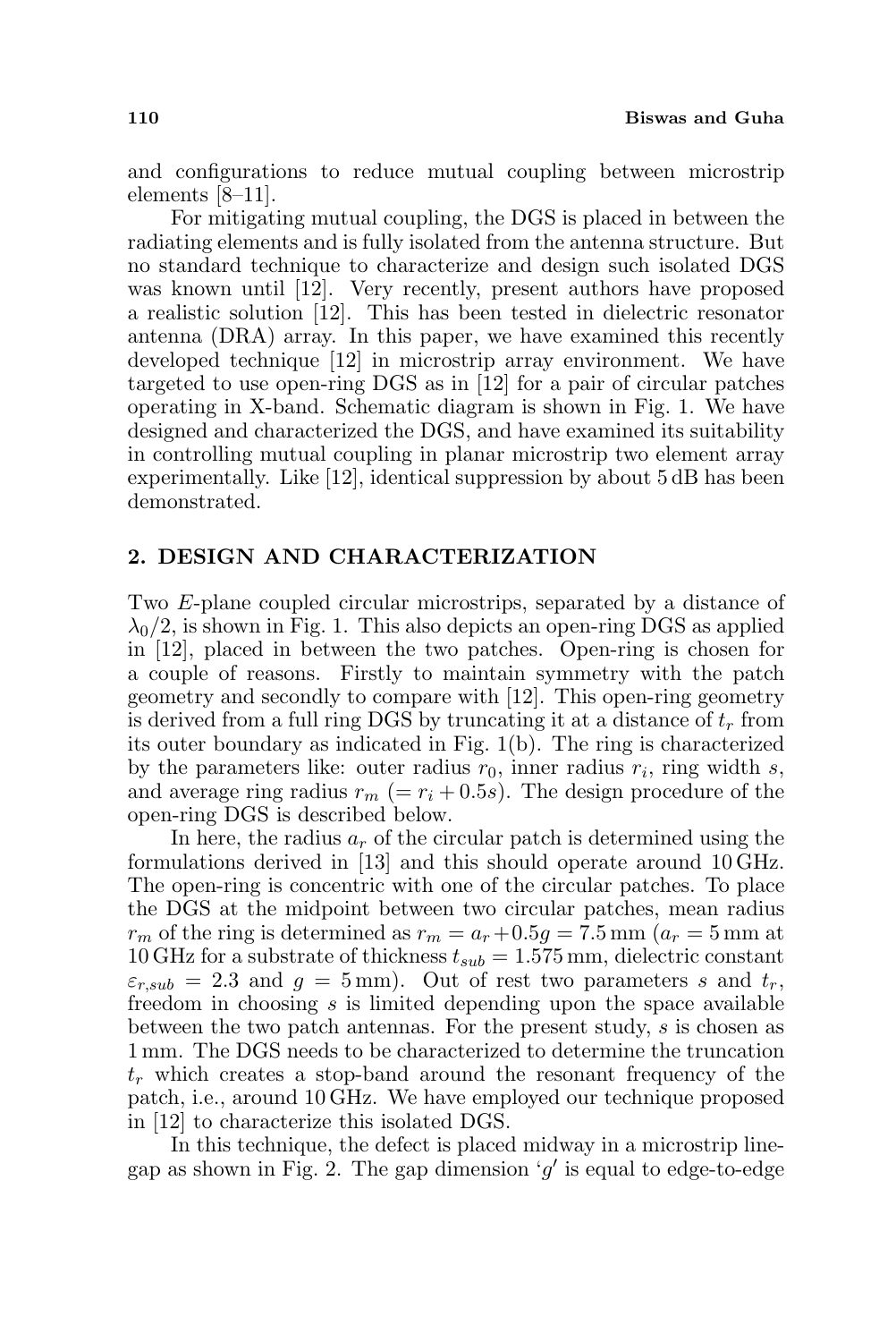and configurations to reduce mutual coupling between microstrip elements [8–11].

For mitigating mutual coupling, the DGS is placed in between the radiating elements and is fully isolated from the antenna structure. But no standard technique to characterize and design such isolated DGS was known until [12]. Very recently, present authors have proposed a realistic solution [12]. This has been tested in dielectric resonator antenna (DRA) array. In this paper, we have examined this recently developed technique [12] in microstrip array environment. We have targeted to use open-ring DGS as in [12] for a pair of circular patches operating in X-band. Schematic diagram is shown in Fig. 1. We have designed and characterized the DGS, and have examined its suitability in controlling mutual coupling in planar microstrip two element array experimentally. Like [12], identical suppression by about 5 dB has been demonstrated.

## 2. DESIGN AND CHARACTERIZATION

Two $E$-plane coupled circular microstrips, separated by a distance of $\lambda_0/2$, is shown in Fig. 1. This also depicts an open-ring DGS as applied in [12], placed in between the two patches. Open-ring is chosen for a couple of reasons. Firstly to maintain symmetry with the patch geometry and secondly to compare with [12]. This open-ring geometry is derived from a full ring DGS by truncating it at a distance of $t_r$ from its outer boundary as indicated in Fig. 1(b). The ring is characterized by the parameters like: outer radius $r_0$, inner radius $r_i$, ring width $s$, and average ring radius $r_m$ ($= r_i + 0.5s$). The design procedure of the open-ring DGS is described below.

In here, the radius $a_r$ of the circular patch is determined using the formulations derived in [13] and this should operate around 10 GHz. The open-ring is concentric with one of the circular patches. To place the DGS at the midpoint between two circular patches, mean radius $r_m$ of the ring is determined as $r_m = a_r + 0.5g = 7.5\,\text{mm}$ ($a_r = 5\,\text{mm}$ at 10 GHz for a substrate of thickness $t_{sub} = 1.575\,\text{mm}$, dielectric constant $\varepsilon_{r,sub} = 2.3$ and $g = 5\,\text{mm}$). Out of rest two parameters $s$ and $t_r$, freedom in choosing $s$ is limited depending upon the space available between the two patch antennas. For the present study, $s$ is chosen as 1 mm. The DGS needs to be characterized to determine the truncation $t_r$ which creates a stop-band around the resonant frequency of the patch, i.e., around 10 GHz. We have employed our technique proposed in [12] to characterize this isolated DGS.

In this technique, the defect is placed midway in a microstrip line-gap as shown in Fig. 2. The gap dimension '$g'$' is equal to edge-to-edge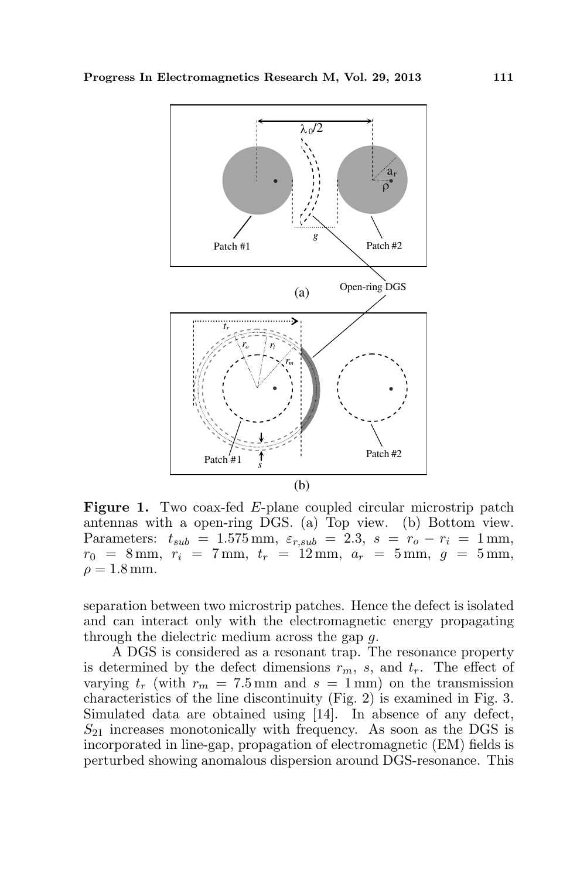**Figure 1.** Two coax-fed $E$-plane coupled circular microstrip patch antennas with a open-ring DGS. (a) Top view. (b) Bottom view. Parameters: $t_{sub} = 1.575\,\text{mm}$, $\varepsilon_{r,sub} = 2.3$, $s = r_o - r_i = 1\,\text{mm}$, $r_0 = 8\,\text{mm}$, $r_i = 7\,\text{mm}$, $t_r = 12\,\text{mm}$, $a_r = 5\,\text{mm}$, $g = 5\,\text{mm}$, $\rho = 1.8\,\text{mm}$.

separation between two microstrip patches. Hence the defect is isolated and can interact only with the electromagnetic energy propagating through the dielectric medium across the gap $g$.

A DGS is considered as a resonant trap. The resonance property is determined by the defect dimensions $r_m$, $s$, and $t_r$. The effect of varying $t_r$ (with $r_m = 7.5\,\text{mm}$ and $s = 1\,\text{mm}$) on the transmission characteristics of the line discontinuity (Fig. 2) is examined in Fig. 3. Simulated data are obtained using [14]. In absence of any defect, $S_{21}$ increases monotonically with frequency. As soon as the DGS is incorporated in line-gap, propagation of electromagnetic (EM) fields is perturbed showing anomalous dispersion around DGS-resonance. This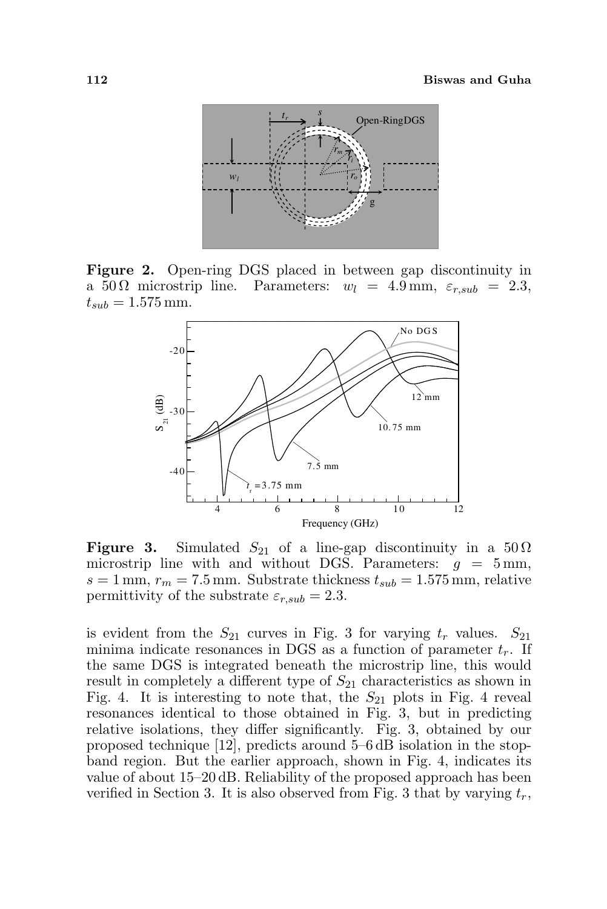**Figure 2.** Open-ring DGS placed in between gap discontinuity in a $50\,\Omega$ microstrip line. Parameters: $w_l = 4.9\,\text{mm}$, $\varepsilon_{r,sub} = 2.3$, $t_{sub} = 1.575\,\text{mm}$.

**Figure 3.** Simulated $S_{21}$ of a line-gap discontinuity in a $50\,\Omega$ microstrip line with and without DGS. Parameters: $g = 5\,\text{mm}$, $s = 1\,\text{mm}$, $r_m = 7.5\,\text{mm}$. Substrate thickness $t_{sub} = 1.575\,\text{mm}$, relative permittivity of the substrate $\varepsilon_{r,sub} = 2.3$.

is evident from the $S_{21}$ curves in Fig. 3 for varying $t_r$ values. $S_{21}$ minima indicate resonances in DGS as a function of parameter $t_r$. If the same DGS is integrated beneath the microstrip line, this would result in completely a different type of $S_{21}$ characteristics as shown in Fig. 4. It is interesting to note that, the $S_{21}$ plots in Fig. 4 reveal resonances identical to those obtained in Fig. 3, but in predicting relative isolations, they differ significantly. Fig. 3, obtained by our proposed technique [12], predicts around 5–6 dB isolation in the stop-band region. But the earlier approach, shown in Fig. 4, indicates its value of about 15–20 dB. Reliability of the proposed approach has been verified in Section 3. It is also observed from Fig. 3 that by varying $t_r$,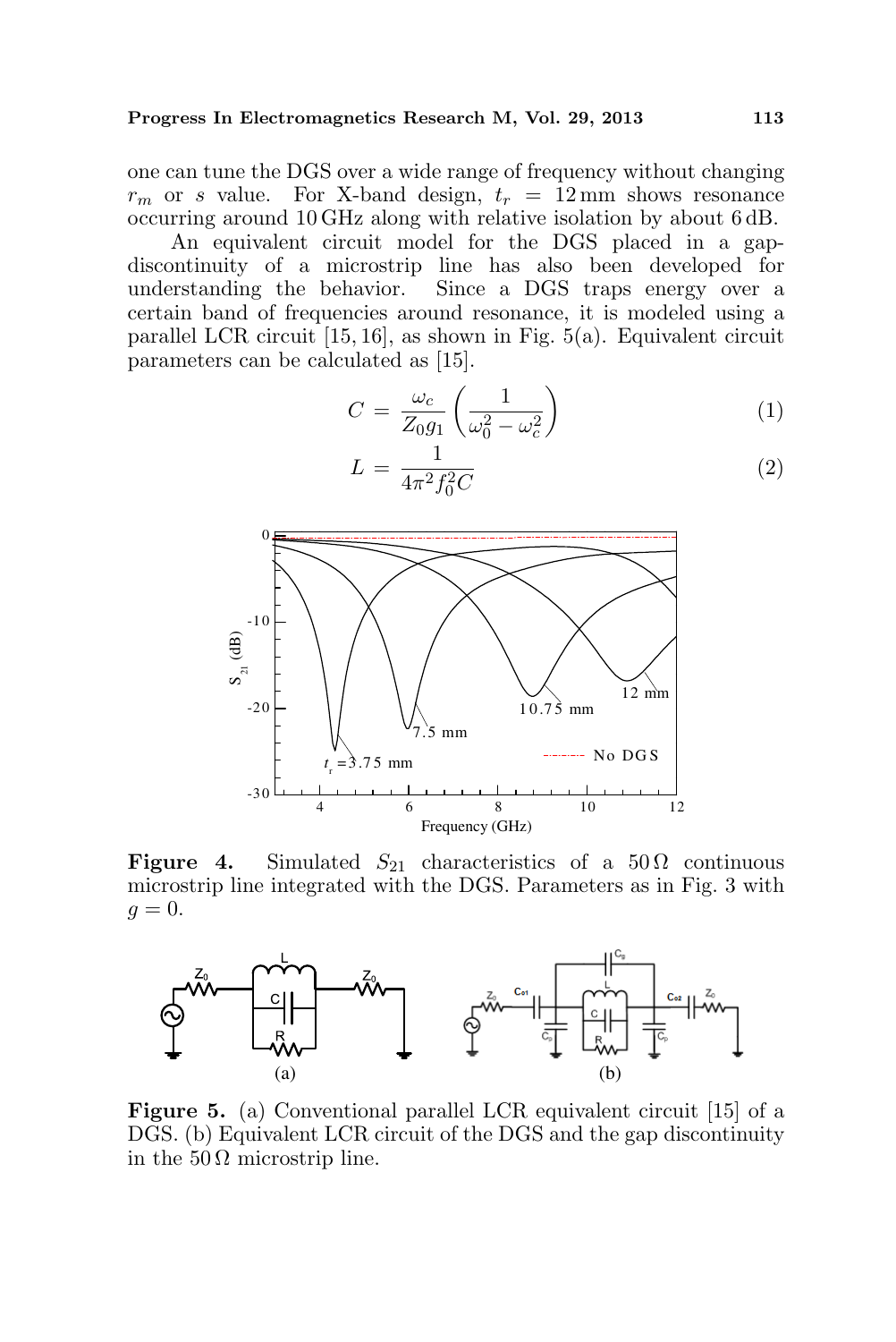one can tune the DGS over a wide range of frequency without changing $r_m$ or $s$ value. For X-band design, $t_r = 12\,\text{mm}$ shows resonance occurring around 10 GHz along with relative isolation by about 6 dB.

An equivalent circuit model for the DGS placed in a gap-discontinuity of a microstrip line has also been developed for understanding the behavior. Since a DGS traps energy over a certain band of frequencies around resonance, it is modeled using a parallel LCR circuit [15, 16], as shown in Fig. 5(a). Equivalent circuit parameters can be calculated as [15].

$$C = \frac{\omega_c}{Z_0 g_1}\left(\frac{1}{\omega_0^2 - \omega_c^2}\right) \tag{1}$$

$$L = \frac{1}{4\pi^2 f_0^2 C} \tag{2}$$

**Figure 4.** Simulated $S_{21}$ characteristics of a $50\,\Omega$ continuous microstrip line integrated with the DGS. Parameters as in Fig. 3 with $g = 0$.

**Figure 5.** (a) Conventional parallel LCR equivalent circuit [15] of a DGS. (b) Equivalent LCR circuit of the DGS and the gap discontinuity in the $50\,\Omega$ microstrip line.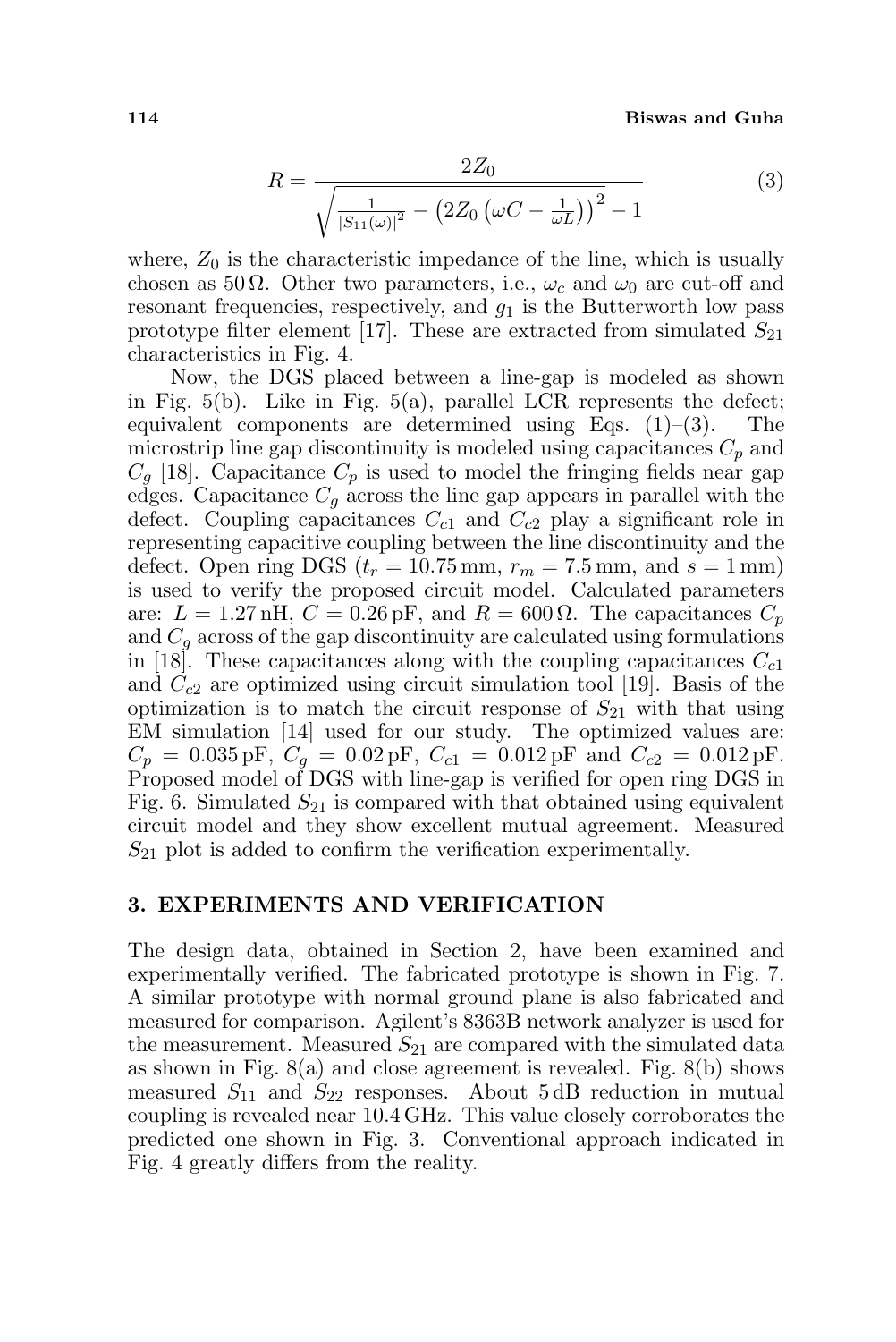$$R = \frac{2Z_0}{\sqrt{\frac{1}{|S_{11}(\omega)|^2} - \left(2Z_0\left(\omega C - \frac{1}{\omega L}\right)\right)^2 - 1}} \tag{3}$$

where, $Z_0$ is the characteristic impedance of the line, which is usually chosen as $50\,\Omega$. Other two parameters, i.e., $\omega_c$ and $\omega_0$ are cut-off and resonant frequencies, respectively, and $g_1$ is the Butterworth low pass prototype filter element [17]. These are extracted from simulated $S_{21}$ characteristics in Fig. 4.

Now, the DGS placed between a line-gap is modeled as shown in Fig. 5(b). Like in Fig. 5(a), parallel LCR represents the defect; equivalent components are determined using Eqs. (1)–(3). The microstrip line gap discontinuity is modeled using capacitances $C_p$ and $C_g$ [18]. Capacitance $C_p$ is used to model the fringing fields near gap edges. Capacitance $C_g$ across the line gap appears in parallel with the defect. Coupling capacitances $C_{c1}$ and $C_{c2}$ play a significant role in representing capacitive coupling between the line discontinuity and the defect. Open ring DGS ($t_r = 10.75\,\text{mm}$, $r_m = 7.5\,\text{mm}$, and $s = 1\,\text{mm}$) is used to verify the proposed circuit model. Calculated parameters are: $L = 1.27\,\text{nH}$, $C = 0.26\,\text{pF}$, and $R = 600\,\Omega$. The capacitances $C_p$ and $C_g$ across of the gap discontinuity are calculated using formulations in [18]. These capacitances along with the coupling capacitances $C_{c1}$ and $C_{c2}$ are optimized using circuit simulation tool [19]. Basis of the optimization is to match the circuit response of $S_{21}$ with that using EM simulation [14] used for our study. The optimized values are: $C_p = 0.035\,\text{pF}$, $C_g = 0.02\,\text{pF}$, $C_{c1} = 0.012\,\text{pF}$ and $C_{c2} = 0.012\,\text{pF}$. Proposed model of DGS with line-gap is verified for open ring DGS in Fig. 6. Simulated $S_{21}$ is compared with that obtained using equivalent circuit model and they show excellent mutual agreement. Measured $S_{21}$ plot is added to confirm the verification experimentally.

## 3. EXPERIMENTS AND VERIFICATION

The design data, obtained in Section 2, have been examined and experimentally verified. The fabricated prototype is shown in Fig. 7. A similar prototype with normal ground plane is also fabricated and measured for comparison. Agilent's 8363B network analyzer is used for the measurement. Measured $S_{21}$ are compared with the simulated data as shown in Fig. 8(a) and close agreement is revealed. Fig. 8(b) shows measured $S_{11}$ and $S_{22}$ responses. About 5 dB reduction in mutual coupling is revealed near 10.4 GHz. This value closely corroborates the predicted one shown in Fig. 3. Conventional approach indicated in Fig. 4 greatly differs from the reality.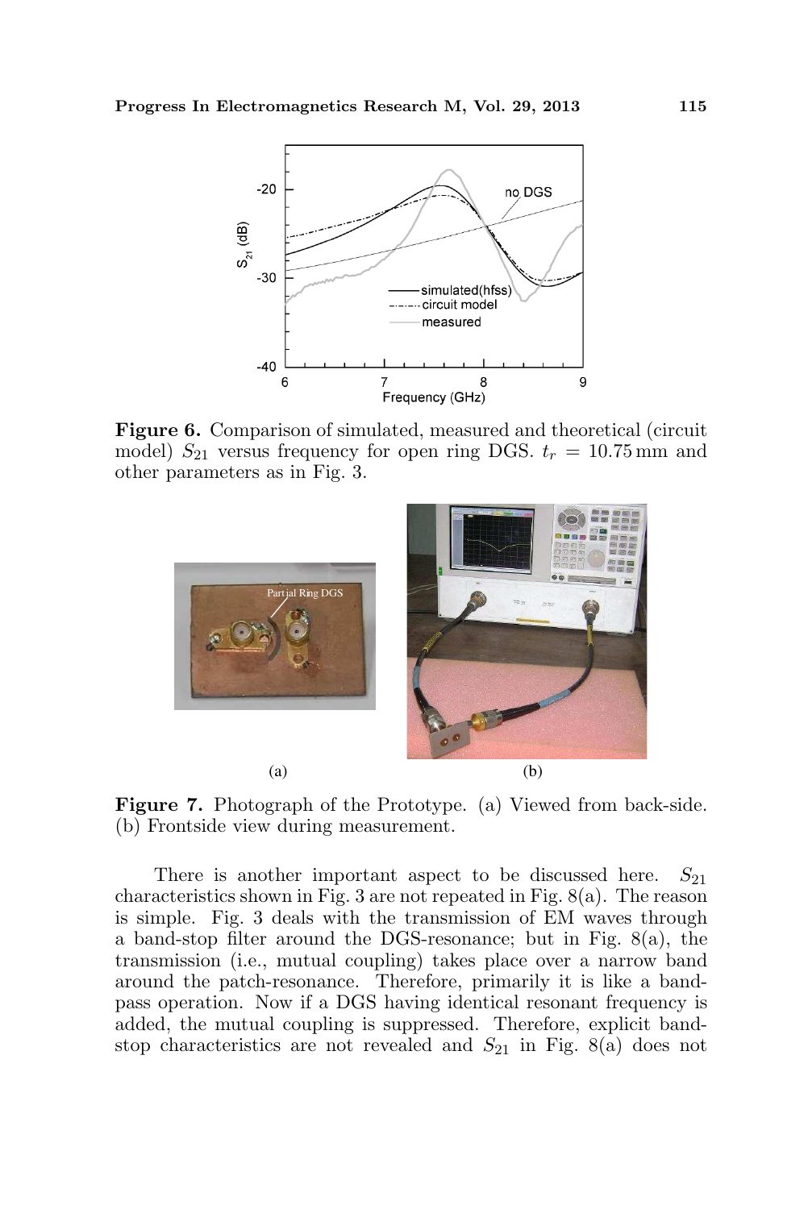**Figure 6.** Comparison of simulated, measured and theoretical (circuit model) $S_{21}$ versus frequency for open ring DGS. $t_r = 10.75\,\text{mm}$ and other parameters as in Fig. 3.

**Figure 7.** Photograph of the Prototype. (a) Viewed from back-side. (b) Frontside view during measurement.

There is another important aspect to be discussed here. $S_{21}$ characteristics shown in Fig. 3 are not repeated in Fig. 8(a). The reason is simple. Fig. 3 deals with the transmission of EM waves through a band-stop filter around the DGS-resonance; but in Fig. 8(a), the transmission (i.e., mutual coupling) takes place over a narrow band around the patch-resonance. Therefore, primarily it is like a band-pass operation. Now if a DGS having identical resonant frequency is added, the mutual coupling is suppressed. Therefore, explicit band-stop characteristics are not revealed and $S_{21}$ in Fig. 8(a) does not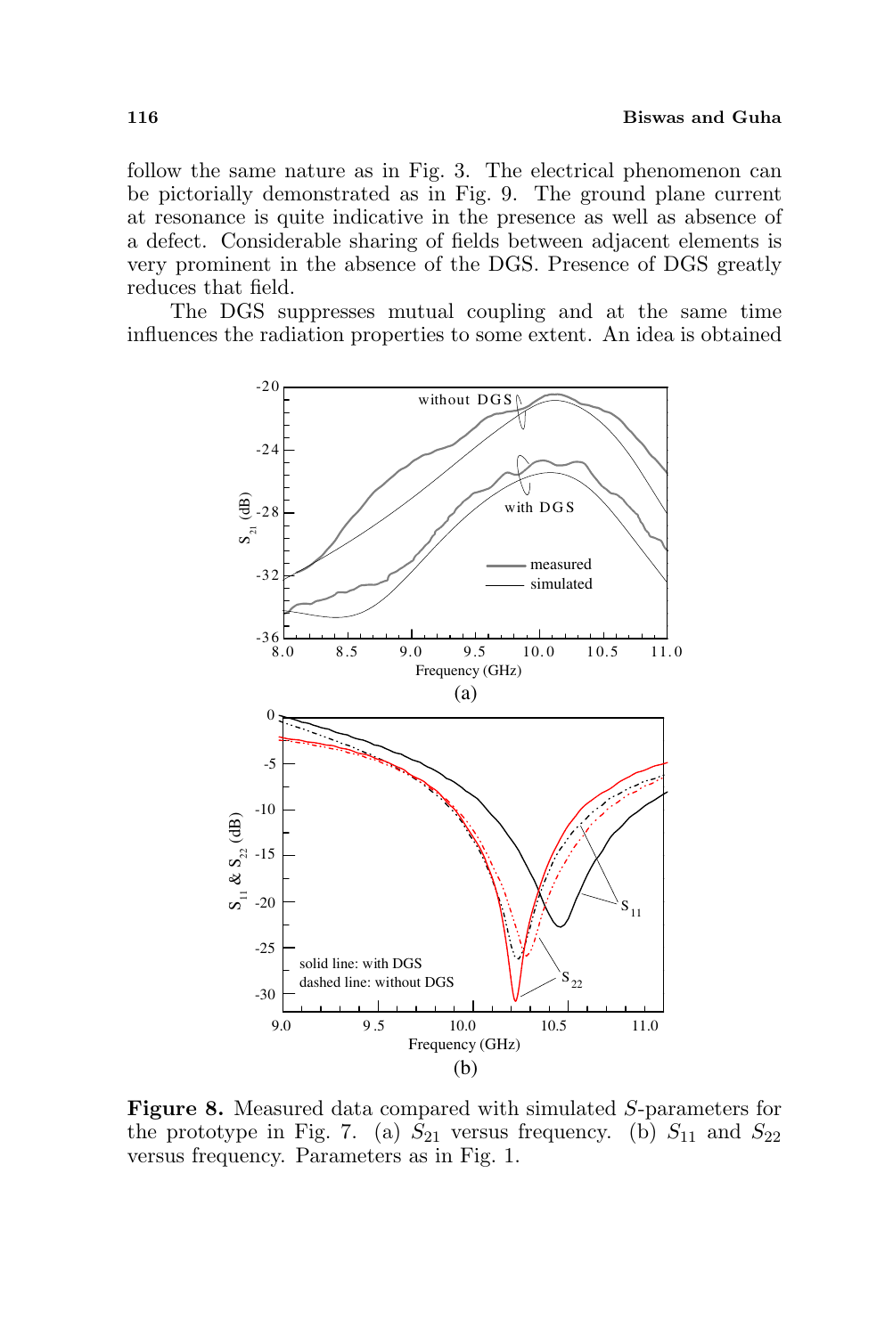follow the same nature as in Fig. 3. The electrical phenomenon can be pictorially demonstrated as in Fig. 9. The ground plane current at resonance is quite indicative in the presence as well as absence of a defect. Considerable sharing of fields between adjacent elements is very prominent in the absence of the DGS. Presence of DGS greatly reduces that field.

The DGS suppresses mutual coupling and at the same time influences the radiation properties to some extent. An idea is obtained

**Figure 8.** Measured data compared with simulated $S$-parameters for the prototype in Fig. 7. (a) $S_{21}$ versus frequency. (b) $S_{11}$ and $S_{22}$ versus frequency. Parameters as in Fig. 1.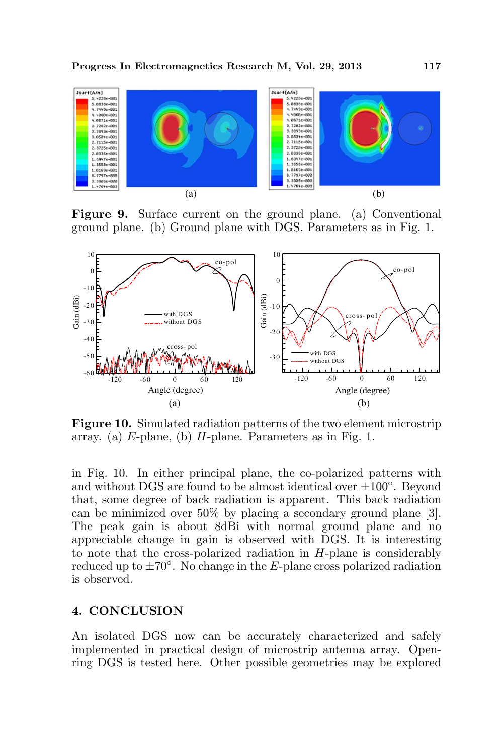(a) (b)

**Figure 9.** Surface current on the ground plane. (a) Conventional ground plane. (b) Ground plane with DGS. Parameters as in Fig. 1.

(a) (b)

**Figure 10.** Simulated radiation patterns of the two element microstrip array. (a) *E*-plane, (b) *H*-plane. Parameters as in Fig. 1.

in Fig. 10. In either principal plane, the co-polarized patterns with and without DGS are found to be almost identical over $\pm 100°$. Beyond that, some degree of back radiation is apparent. This back radiation can be minimized over 50% by placing a secondary ground plane [3]. The peak gain is about 8dBi with normal ground plane and no appreciable change in gain is observed with DGS. It is interesting to note that the cross-polarized radiation in *H*-plane is considerably reduced up to $\pm 70°$. No change in the *E*-plane cross polarized radiation is observed.

## 4. CONCLUSION

An isolated DGS now can be accurately characterized and safely implemented in practical design of microstrip antenna array. Open-ring DGS is tested here. Other possible geometries may be explored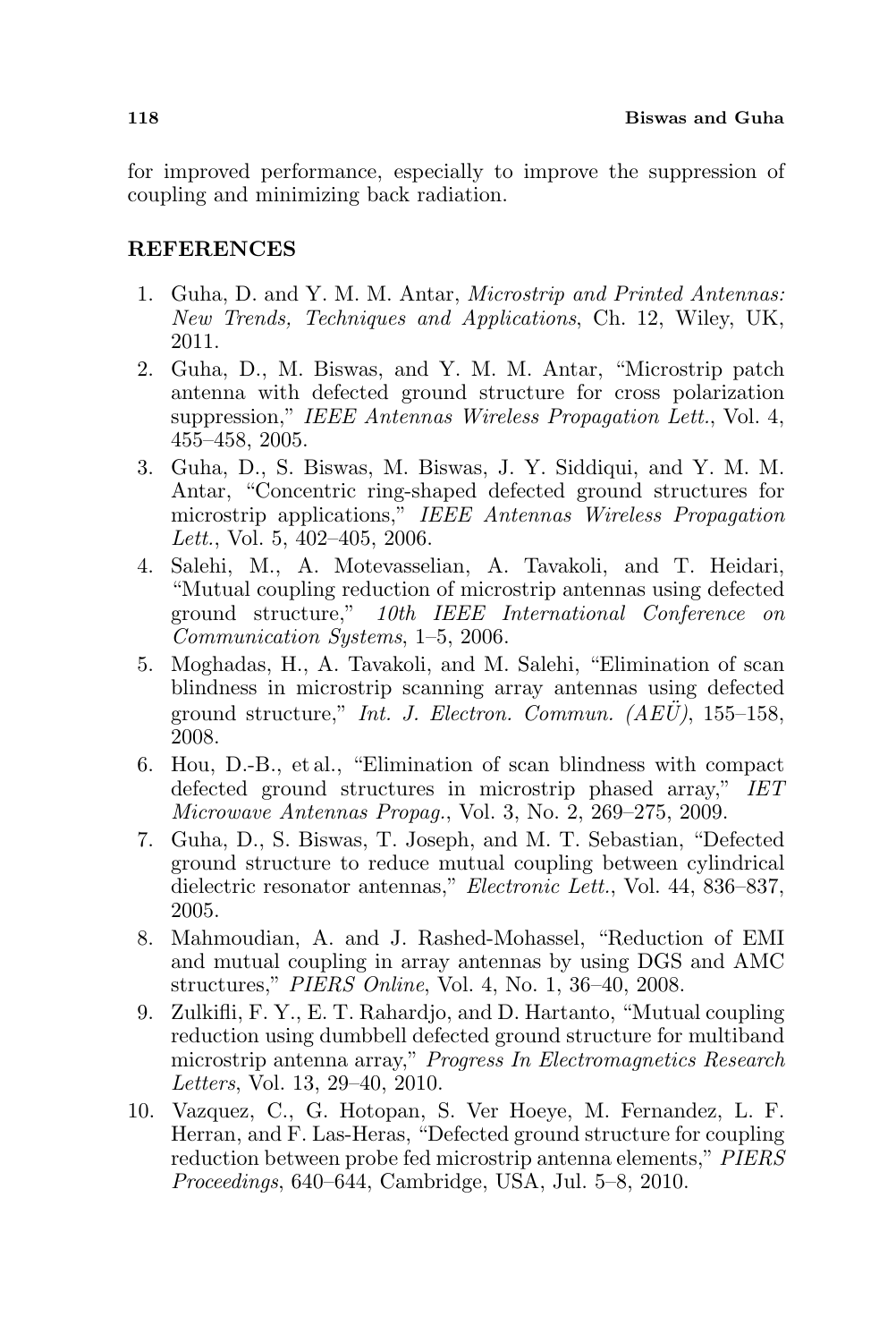for improved performance, especially to improve the suppression of coupling and minimizing back radiation.

## REFERENCES

1. Guha, D. and Y. M. M. Antar, *Microstrip and Printed Antennas: New Trends, Techniques and Applications*, Ch. 12, Wiley, UK, 2011.
2. Guha, D., M. Biswas, and Y. M. M. Antar, "Microstrip patch antenna with defected ground structure for cross polarization suppression," *IEEE Antennas Wireless Propagation Lett.*, Vol. 4, 455–458, 2005.
3. Guha, D., S. Biswas, M. Biswas, J. Y. Siddiqui, and Y. M. M. Antar, "Concentric ring-shaped defected ground structures for microstrip applications," *IEEE Antennas Wireless Propagation Lett.*, Vol. 5, 402–405, 2006.
4. Salehi, M., A. Motevasselian, A. Tavakoli, and T. Heidari, "Mutual coupling reduction of microstrip antennas using defected ground structure," *10th IEEE International Conference on Communication Systems*, 1–5, 2006.
5. Moghadas, H., A. Tavakoli, and M. Salehi, "Elimination of scan blindness in microstrip scanning array antennas using defected ground structure," *Int. J. Electron. Commun. (AEÜ)*, 155–158, 2008.
6. Hou, D.-B., et al., "Elimination of scan blindness with compact defected ground structures in microstrip phased array," *IET Microwave Antennas Propag.*, Vol. 3, No. 2, 269–275, 2009.
7. Guha, D., S. Biswas, T. Joseph, and M. T. Sebastian, "Defected ground structure to reduce mutual coupling between cylindrical dielectric resonator antennas," *Electronic Lett.*, Vol. 44, 836–837, 2005.
8. Mahmoudian, A. and J. Rashed-Mohassel, "Reduction of EMI and mutual coupling in array antennas by using DGS and AMC structures," *PIERS Online*, Vol. 4, No. 1, 36–40, 2008.
9. Zulkifli, F. Y., E. T. Rahardjo, and D. Hartanto, "Mutual coupling reduction using dumbbell defected ground structure for multiband microstrip antenna array," *Progress In Electromagnetics Research Letters*, Vol. 13, 29–40, 2010.
10. Vazquez, C., G. Hotopan, S. Ver Hoeye, M. Fernandez, L. F. Herran, and F. Las-Heras, "Defected ground structure for coupling reduction between probe fed microstrip antenna elements," *PIERS Proceedings*, 640–644, Cambridge, USA, Jul. 5–8, 2010.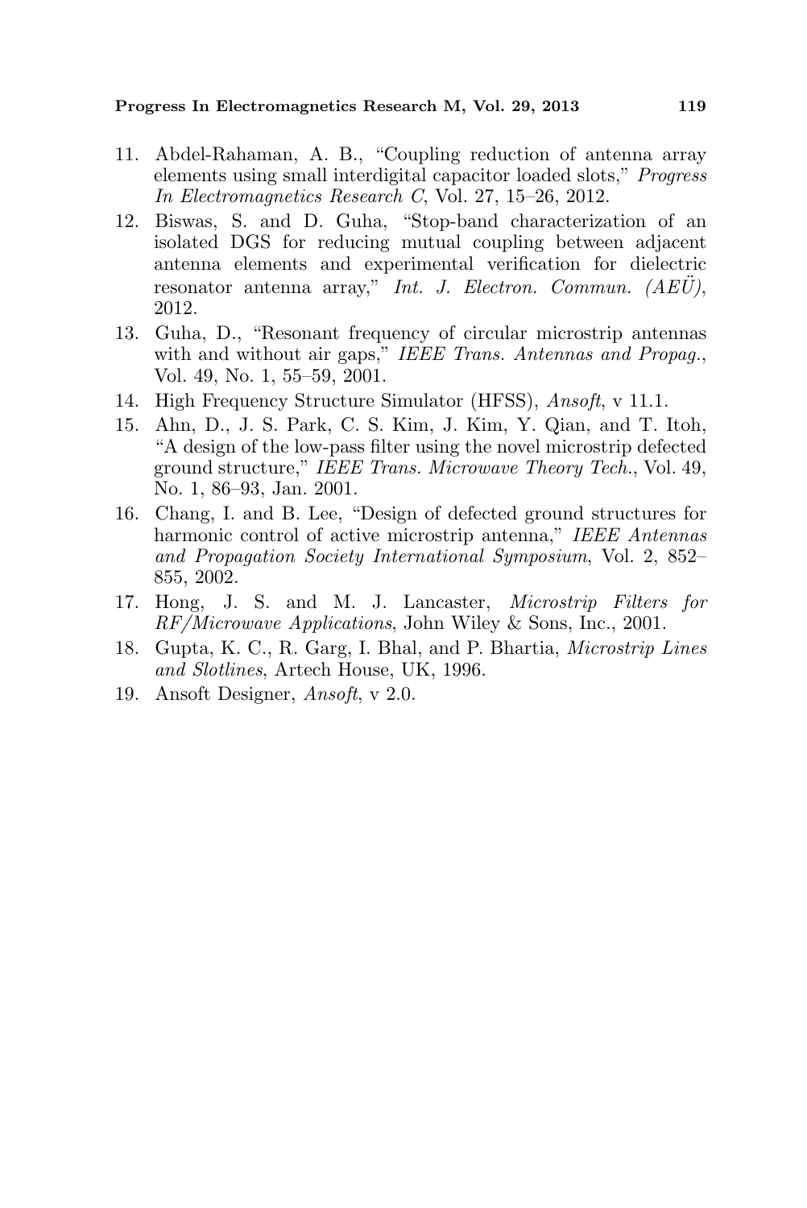11. Abdel-Rahaman, A. B., "Coupling reduction of antenna array elements using small interdigital capacitor loaded slots," *Progress In Electromagnetics Research C*, Vol. 27, 15–26, 2012.
12. Biswas, S. and D. Guha, "Stop-band characterization of an isolated DGS for reducing mutual coupling between adjacent antenna elements and experimental verification for dielectric resonator antenna array," *Int. J. Electron. Commun. (AEÜ)*, 2012.
13. Guha, D., "Resonant frequency of circular microstrip antennas with and without air gaps," *IEEE Trans. Antennas and Propag.*, Vol. 49, No. 1, 55–59, 2001.
14. High Frequency Structure Simulator (HFSS), *Ansoft*, v 11.1.
15. Ahn, D., J. S. Park, C. S. Kim, J. Kim, Y. Qian, and T. Itoh, "A design of the low-pass filter using the novel microstrip defected ground structure," *IEEE Trans. Microwave Theory Tech.*, Vol. 49, No. 1, 86–93, Jan. 2001.
16. Chang, I. and B. Lee, "Design of defected ground structures for harmonic control of active microstrip antenna," *IEEE Antennas and Propagation Society International Symposium*, Vol. 2, 852–855, 2002.
17. Hong, J. S. and M. J. Lancaster, *Microstrip Filters for RF/Microwave Applications*, John Wiley & Sons, Inc., 2001.
18. Gupta, K. C., R. Garg, I. Bhal, and P. Bhartia, *Microstrip Lines and Slotlines*, Artech House, UK, 1996.
19. Ansoft Designer, *Ansoft*, v 2.0.